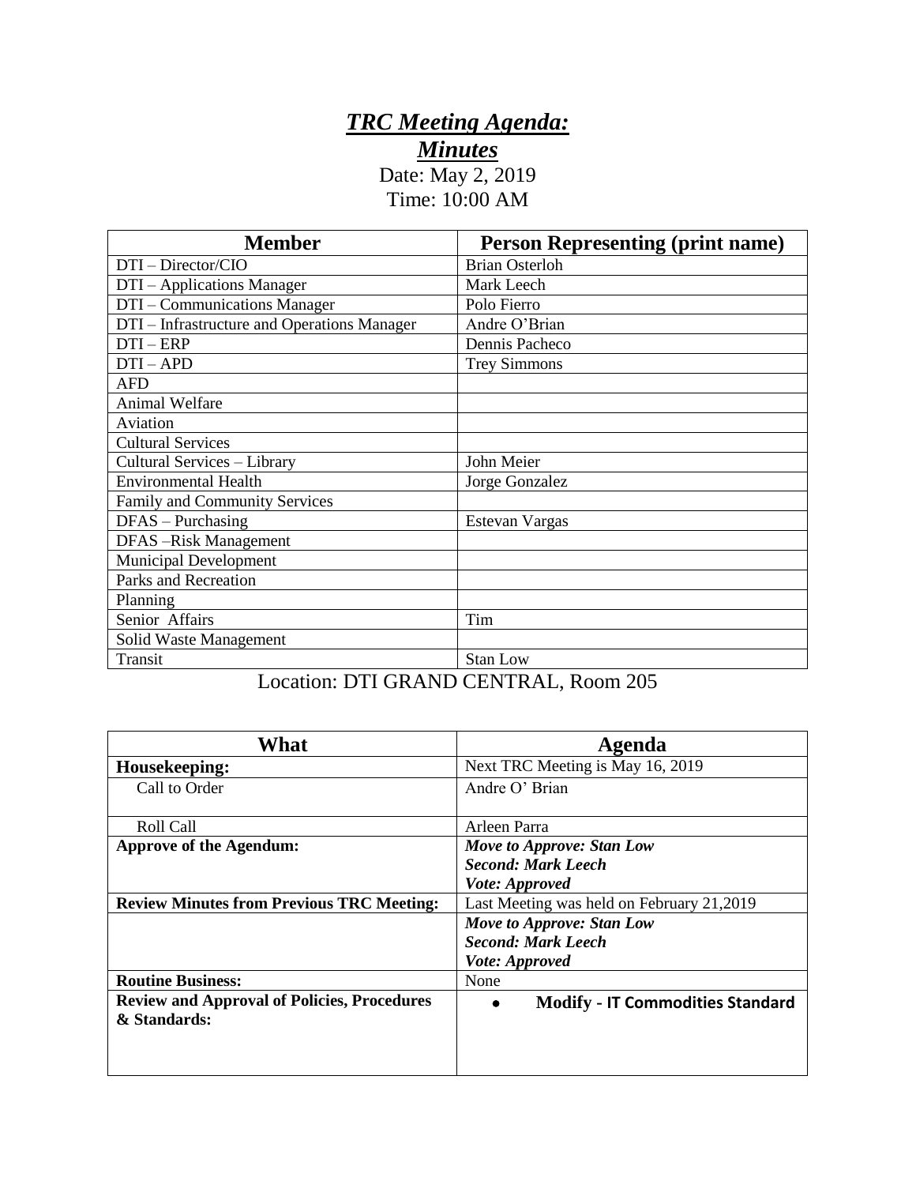# ***TRC Meeting Agenda:***

## ***Minutes***

Date: May 2, 2019

Time: 10:00 AM

| Member | Person Representing (print name) |
| --- | --- |
| DTI – Director/CIO | Brian Osterloh |
| DTI – Applications Manager | Mark Leech |
| DTI – Communications Manager | Polo Fierro |
| DTI – Infrastructure and Operations Manager | Andre O'Brian |
| DTI – ERP | Dennis Pacheco |
| DTI – APD | Trey Simmons |
| AFD | |
| Animal Welfare | |
| Aviation | |
| Cultural Services | |
| Cultural Services – Library | John Meier |
| Environmental Health | Jorge Gonzalez |
| Family and Community Services | |
| DFAS – Purchasing | Estevan Vargas |
| DFAS –Risk Management | |
| Municipal Development | |
| Parks and Recreation | |
| Planning | |
| Senior Affairs | Tim |
| Solid Waste Management | |
| Transit | Stan Low |

Location: DTI GRAND CENTRAL, Room 205

| What | Agenda |
| --- | --- |
| **Housekeeping:** | Next TRC Meeting is May 16, 2019 |
| Call to Order | Andre O' Brian |
| Roll Call | Arleen Parra |
| **Approve of the Agendum:** | ***Move to Approve: Stan Low***<br>***Second: Mark Leech***<br>***Vote: Approved*** |
| **Review Minutes from Previous TRC Meeting:** | Last Meeting was held on February 21,2019 |
| | ***Move to Approve: Stan Low***<br>***Second: Mark Leech***<br>***Vote: Approved*** |
| **Routine Business:** | None |
| **Review and Approval of Policies, Procedures & Standards:** | • **Modify - IT Commodities Standard** |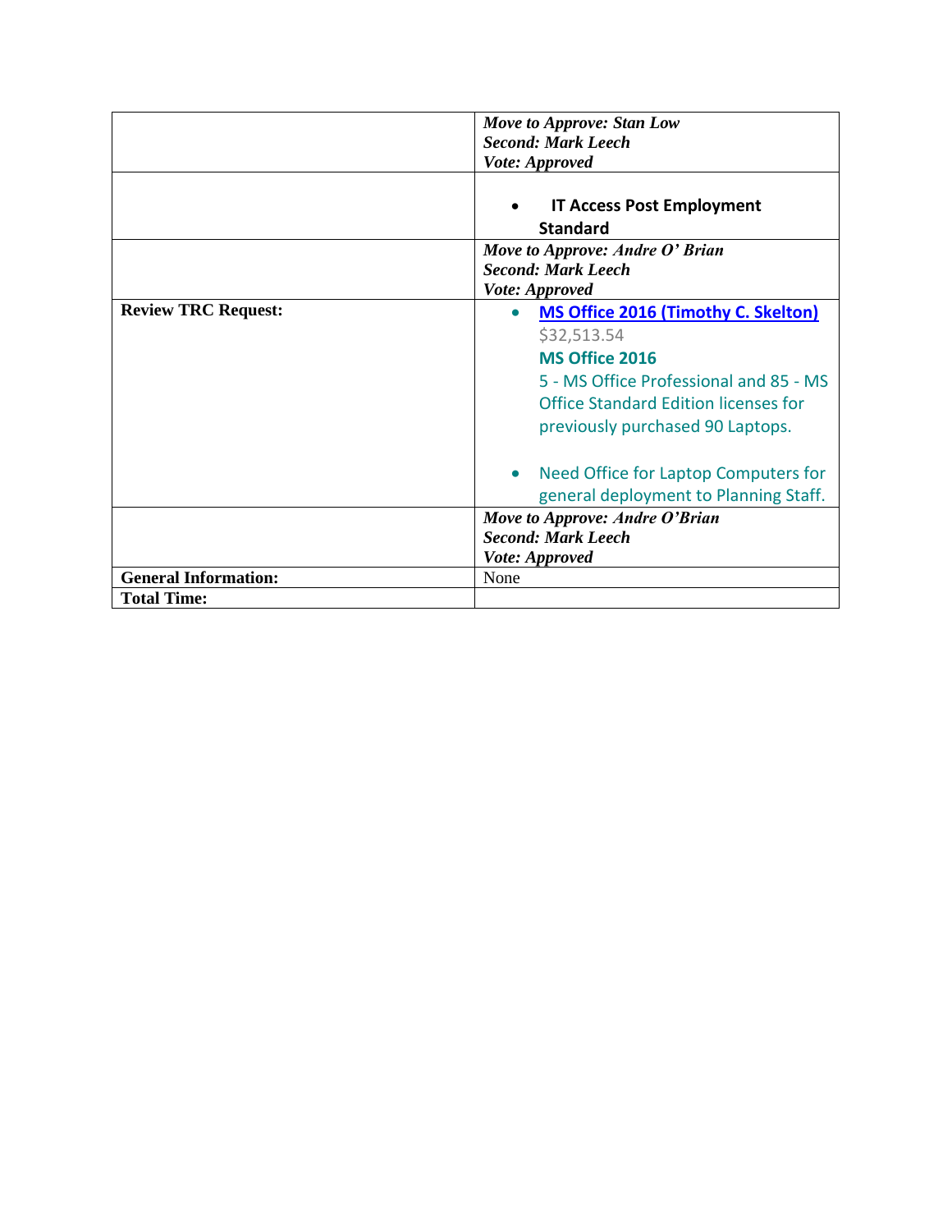| | |
|---|---|
| | ***Move to Approve: Stan Low***<br>***Second: Mark Leech***<br>***Vote: Approved*** |
| | • **IT Access Post Employment Standard** |
| | ***Move to Approve: Andre O' Brian***<br>***Second: Mark Leech***<br>***Vote: Approved*** |
| **Review TRC Request:** | • **MS Office 2016 (Timothy C. Skelton)**<br>$32,513.54<br>**MS Office 2016**<br>5 - MS Office Professional and 85 - MS Office Standard Edition licenses for previously purchased 90 Laptops.<br><br>• Need Office for Laptop Computers for general deployment to Planning Staff. |
| | ***Move to Approve: Andre O'Brian***<br>***Second: Mark Leech***<br>***Vote: Approved*** |
| **General Information:** | None |
| **Total Time:** | |